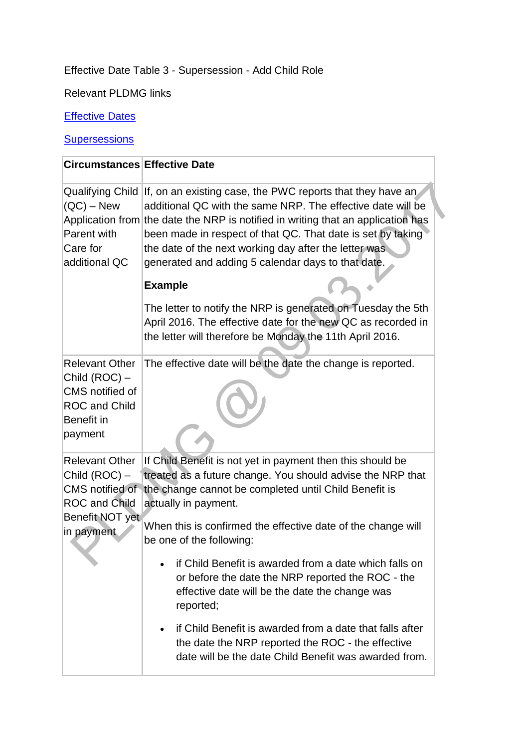Effective Date Table 3 - Supersession - Add Child Role

Relevant PLDMG links

[Effective Dates]

[Supersessions]

| Circumstances | Effective Date |
|---|---|
| Qualifying Child (QC) – New Application from Parent with Care for additional QC | If, on an existing case, the PWC reports that they have an additional QC with the same NRP. The effective date will be the date the NRP is notified in writing that an application has been made in respect of that QC. That date is set by taking the date of the next working day after the letter was generated and adding 5 calendar days to that date.<br><br>**Example**<br><br>The letter to notify the NRP is generated on Tuesday the 5th April 2016. The effective date for the new QC as recorded in the letter will therefore be Monday the 11th April 2016. |
| Relevant Other Child (ROC) – CMS notified of ROC and Child Benefit in payment | The effective date will be the date the change is reported. |
| Relevant Other Child (ROC) – CMS notified of ROC and Child Benefit NOT yet in payment | If Child Benefit is not yet in payment then this should be treated as a future change. You should advise the NRP that the change cannot be completed until Child Benefit is actually in payment.<br><br>When this is confirmed the effective date of the change will be one of the following:<br><br>• if Child Benefit is awarded from a date which falls on or before the date the NRP reported the ROC - the effective date will be the date the change was reported;<br><br>• if Child Benefit is awarded from a date that falls after the date the NRP reported the ROC - the effective date will be the date Child Benefit was awarded from. |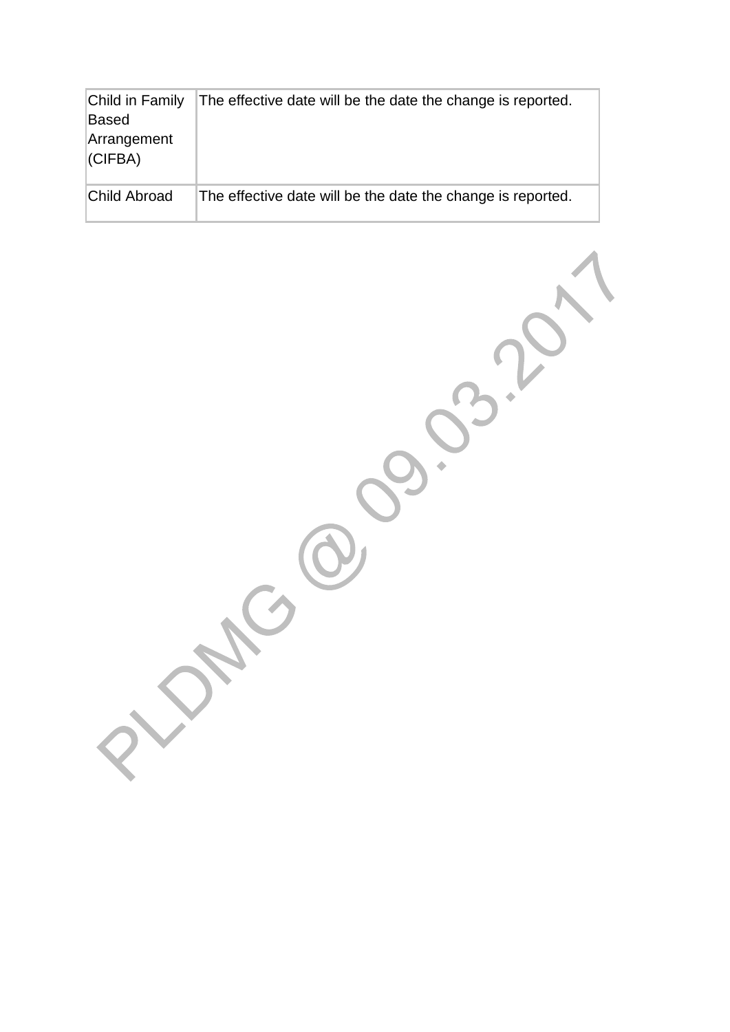| | |
|---|---|
| Child in Family Based Arrangement (CIFBA) | The effective date will be the date the change is reported. |
| Child Abroad | The effective date will be the date the change is reported. |